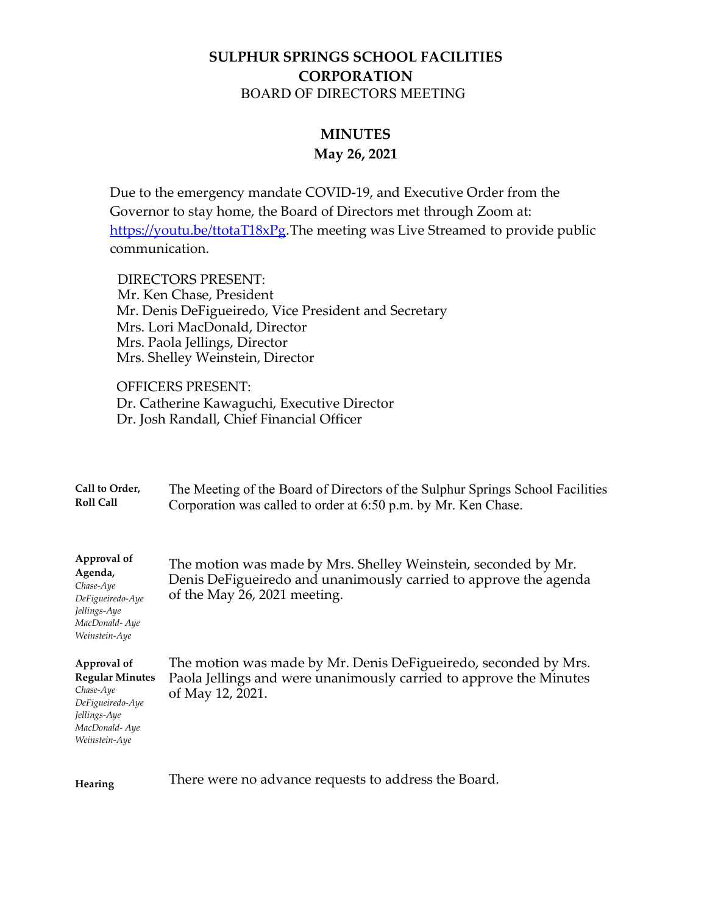# SULPHUR SPRINGS SCHOOL FACILITIES CORPORATION

BOARD OF DIRECTORS MEETING

## MINUTES

**May 26, 2021**

Due to the emergency mandate COVID-19, and Executive Order from the Governor to stay home, the Board of Directors met through Zoom at: [https://youtu.be/ttotaT18xPg](https://youtu.be/ttotaT18xPg).The meeting was Live Streamed to provide public communication.

DIRECTORS PRESENT:
Mr. Ken Chase, President
Mr. Denis DeFigueiredo, Vice President and Secretary
Mrs. Lori MacDonald, Director
Mrs. Paola Jellings, Director
Mrs. Shelley Weinstein, Director

OFFICERS PRESENT:
Dr. Catherine Kawaguchi, Executive Director
Dr. Josh Randall, Chief Financial Officer

**Call to Order, Roll Call**

The Meeting of the Board of Directors of the Sulphur Springs School Facilities Corporation was called to order at 6:50 p.m. by Mr. Ken Chase.

**Approval of Agenda,**
*Chase-Aye*
*DeFigueiredo-Aye*
*Jellings-Aye*
*MacDonald- Aye*
*Weinstein-Aye*

The motion was made by Mrs. Shelley Weinstein, seconded by Mr. Denis DeFigueiredo and unanimously carried to approve the agenda of the May 26, 2021 meeting.

**Approval of Regular Minutes**
*Chase-Aye*
*DeFigueiredo-Aye*
*Jellings-Aye*
*MacDonald- Aye*
*Weinstein-Aye*

The motion was made by Mr. Denis DeFigueiredo, seconded by Mrs. Paola Jellings and were unanimously carried to approve the Minutes of May 12, 2021.

**Hearing**

There were no advance requests to address the Board.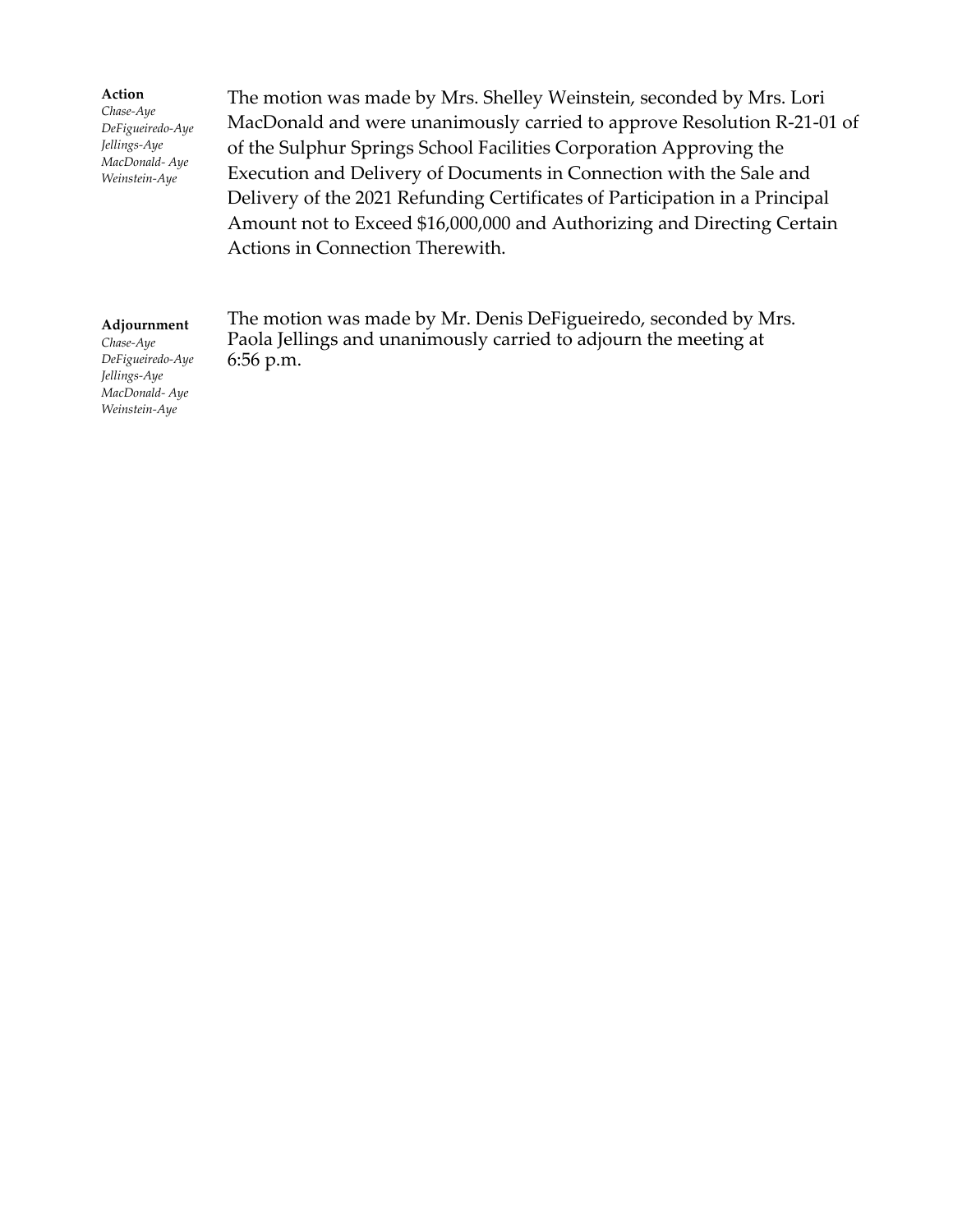**Action**
*Chase-Aye*
*DeFigueiredo-Aye*
*Jellings-Aye*
*MacDonald- Aye*
*Weinstein-Aye*

The motion was made by Mrs. Shelley Weinstein, seconded by Mrs. Lori MacDonald and were unanimously carried to approve Resolution R-21-01 of of the Sulphur Springs School Facilities Corporation Approving the Execution and Delivery of Documents in Connection with the Sale and Delivery of the 2021 Refunding Certificates of Participation in a Principal Amount not to Exceed $16,000,000 and Authorizing and Directing Certain Actions in Connection Therewith.

**Adjournment**
*Chase-Aye*
*DeFigueiredo-Aye*
*Jellings-Aye*
*MacDonald- Aye*
*Weinstein-Aye*

The motion was made by Mr. Denis DeFigueiredo, seconded by Mrs. Paola Jellings and unanimously carried to adjourn the meeting at 6:56 p.m.